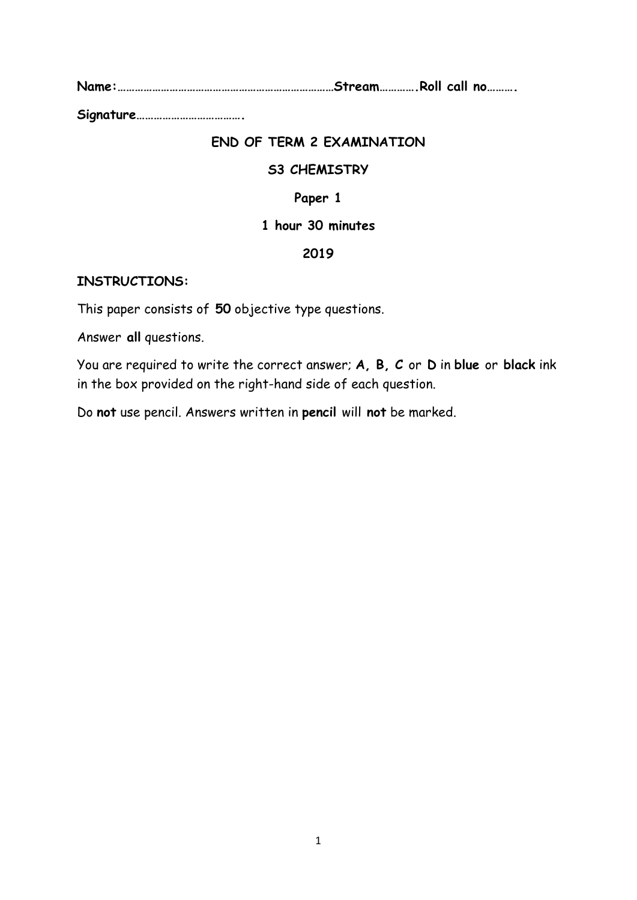**Name:………………………………………………………………Stream………….Roll call no……….**

**Signature……………………………….**

**END OF TERM 2 EXAMINATION**

**S3 CHEMISTRY**

**Paper 1**

**1 hour 30 minutes**

**2019**

**INSTRUCTIONS:**

This paper consists of **50** objective type questions.

Answer **all** questions.

You are required to write the correct answer; **A, B, C** or **D** in **blue** or **black** ink in the box provided on the right-hand side of each question.

Do **not** use pencil. Answers written in **pencil** will **not** be marked.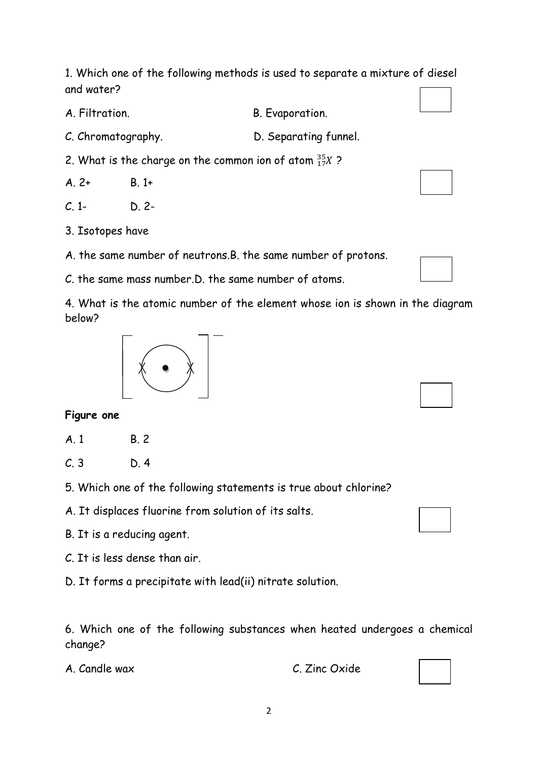1. Which one of the following methods is used to separate a mixture of diesel and water?

A. Filtration. B. Evaporation.

C. Chromatography. D. Separating funnel.

2. What is the charge on the common ion of atom $^{35}_{17}X$ ?

A. 2+ B. 1+

C. 1- D. 2-

3. Isotopes have

A. the same number of neutrons. B. the same number of protons.

C. the same mass number. D. the same number of atoms.

4. What is the atomic number of the element whose ion is shown in the diagram below?

**Figure one**

A. 1 B. 2

C. 3 D. 4

5. Which one of the following statements is true about chlorine?

A. It displaces fluorine from solution of its salts.

B. It is a reducing agent.

C. It is less dense than air.

D. It forms a precipitate with lead(ii) nitrate solution.

6. Which one of the following substances when heated undergoes a chemical change?

A. Candle wax C. Zinc Oxide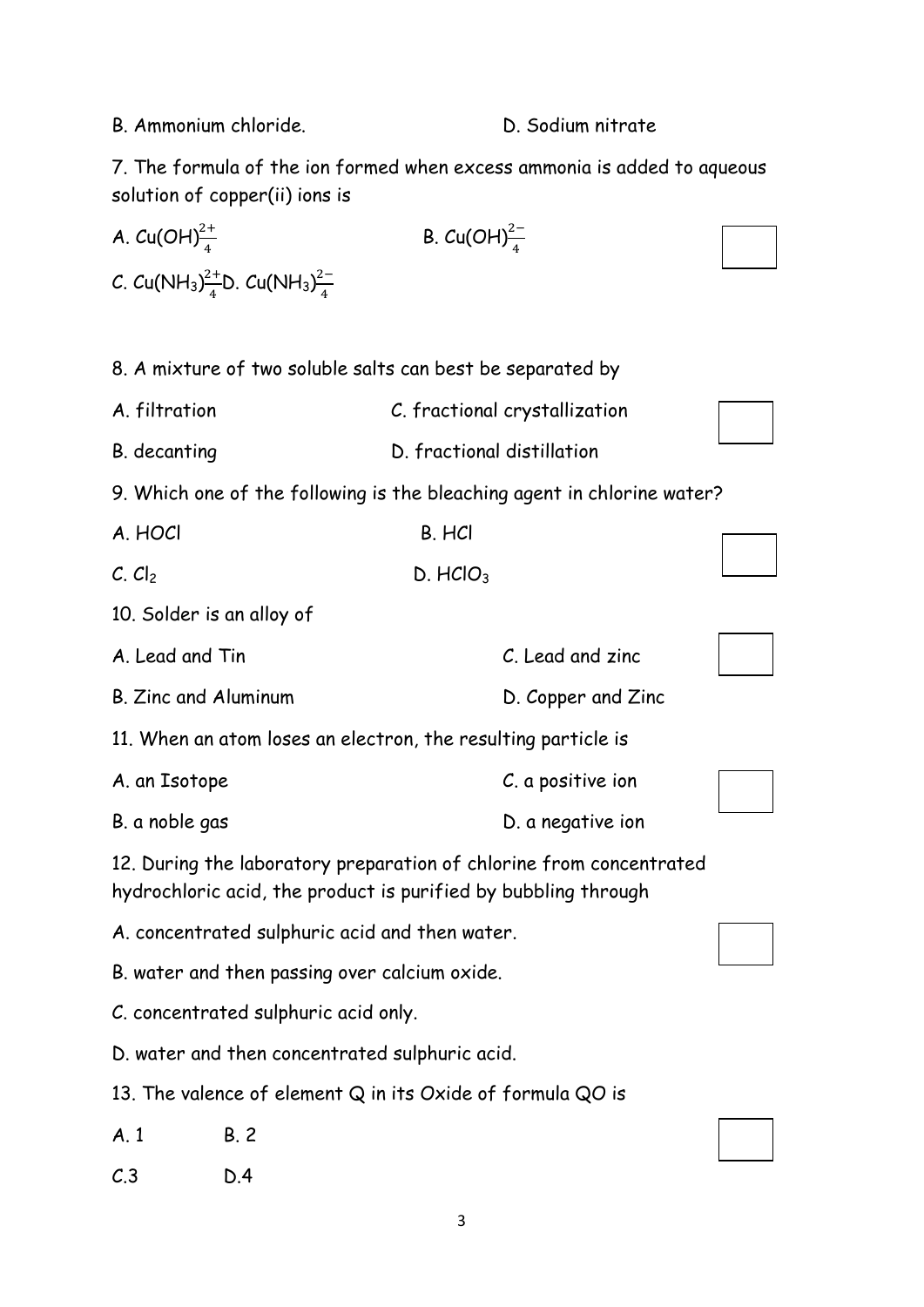B. Ammonium chloride. D. Sodium nitrate

7. The formula of the ion formed when excess ammonia is added to aqueous solution of copper(ii) ions is

A. $Cu(OH)^{2+}_{4}$ B. $Cu(OH)^{2-}_{4}$

C. $Cu(NH_3)^{2+}_{4}$ D. $Cu(NH_3)^{2-}_{4}$

8. A mixture of two soluble salts can best be separated by

A. filtration C. fractional crystallization

B. decanting D. fractional distillation

9. Which one of the following is the bleaching agent in chlorine water?

A. HOCl B. HCl

C. $Cl_2$ D. $HClO_3$

10. Solder is an alloy of

A. Lead and Tin C. Lead and zinc

B. Zinc and Aluminum D. Copper and Zinc

11. When an atom loses an electron, the resulting particle is

A. an Isotope C. a positive ion

B. a noble gas D. a negative ion

12. During the laboratory preparation of chlorine from concentrated hydrochloric acid, the product is purified by bubbling through

A. concentrated sulphuric acid and then water.

B. water and then passing over calcium oxide.

C. concentrated sulphuric acid only.

D. water and then concentrated sulphuric acid.

13. The valence of element Q in its Oxide of formula QO is

A. 1 B. 2

C.3 D.4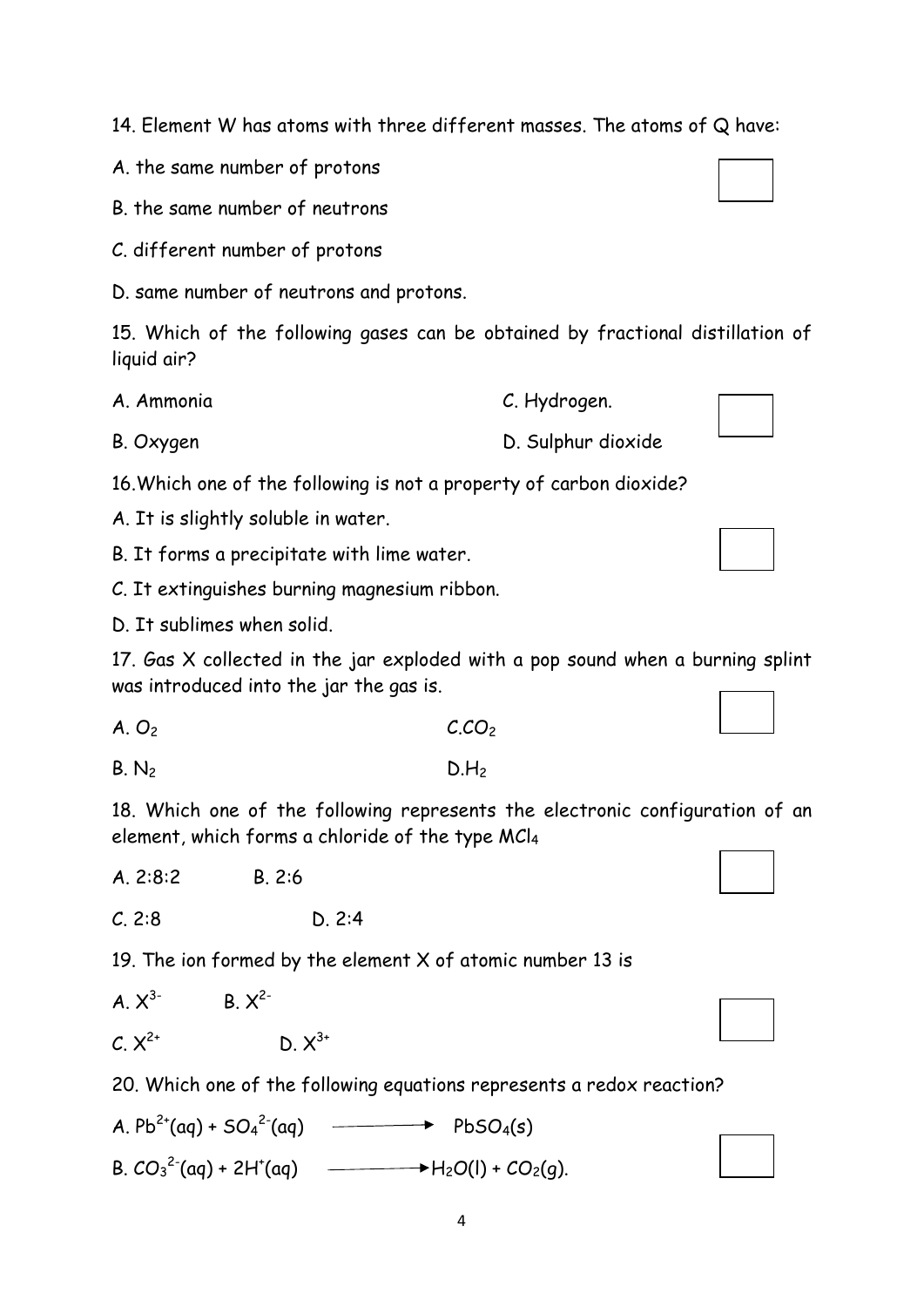14. Element W has atoms with three different masses. The atoms of Q have:

A. the same number of protons

B. the same number of neutrons

C. different number of protons

D. same number of neutrons and protons.

15. Which of the following gases can be obtained by fractional distillation of liquid air?

A. Ammonia

B. Oxygen

C. Hydrogen.

D. Sulphur dioxide

16. Which one of the following is not a property of carbon dioxide?

A. It is slightly soluble in water.

B. It forms a precipitate with lime water.

C. It extinguishes burning magnesium ribbon.

D. It sublimes when solid.

17. Gas X collected in the jar exploded with a pop sound when a burning splint was introduced into the jar the gas is.

A. $O_2$

B. $N_2$

C. $CO_2$

D. $H_2$

18. Which one of the following represents the electronic configuration of an element, which forms a chloride of the type $MCl_4$

A. 2:8:2

B. 2:6

C. 2:8

D. 2:4

19. The ion formed by the element X of atomic number 13 is

A. $X^{3-}$

B. $X^{2-}$

C. $X^{2+}$

D. $X^{3+}$

20. Which one of the following equations represents a redox reaction?

A. $Pb^{2+}(aq) + SO_4^{2-}(aq) \longrightarrow PbSO_4(s)$

B. $CO_3^{2-}(aq) + 2H^{+}(aq) \longrightarrow H_2O(l) + CO_2(g)$.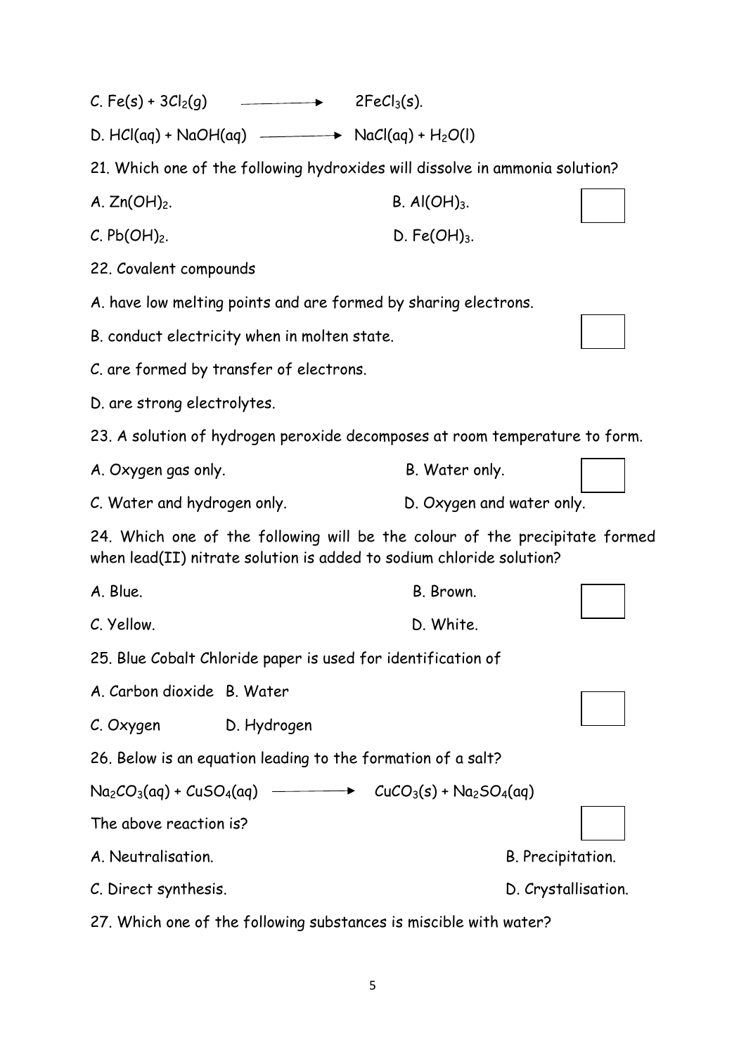C. $Fe(s) + 3Cl_2(g) \longrightarrow 2FeCl_3(s)$.

D. $HCl(aq) + NaOH(aq) \longrightarrow NaCl(aq) + H_2O(l)$

21. Which one of the following hydroxides will dissolve in ammonia solution?

A. $Zn(OH)_2$.   B. $Al(OH)_3$.

C. $Pb(OH)_2$.   D. $Fe(OH)_3$.

22. Covalent compounds

A. have low melting points and are formed by sharing electrons.

B. conduct electricity when in molten state.

C. are formed by transfer of electrons.

D. are strong electrolytes.

23. A solution of hydrogen peroxide decomposes at room temperature to form.

A. Oxygen gas only.   B. Water only.

C. Water and hydrogen only.   D. Oxygen and water only.

24. Which one of the following will be the colour of the precipitate formed when lead(II) nitrate solution is added to sodium chloride solution?

A. Blue.   B. Brown.

C. Yellow.   D. White.

25. Blue Cobalt Chloride paper is used for identification of

A. Carbon dioxide   B. Water

C. Oxygen   D. Hydrogen

26. Below is an equation leading to the formation of a salt?

$Na_2CO_3(aq) + CuSO_4(aq) \longrightarrow CuCO_3(s) + Na_2SO_4(aq)$

The above reaction is?

A. Neutralisation.   B. Precipitation.

C. Direct synthesis.   D. Crystallisation.

27. Which one of the following substances is miscible with water?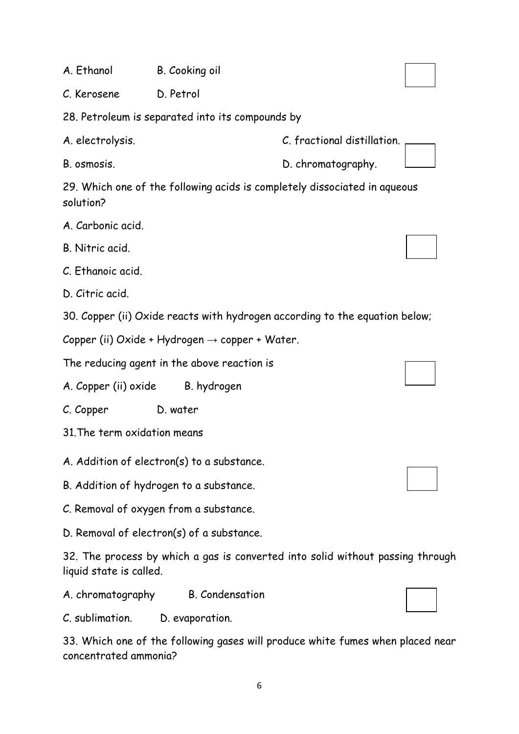A. Ethanol B. Cooking oil

C. Kerosene D. Petrol

28. Petroleum is separated into its compounds by

A. electrolysis. C. fractional distillation.

B. osmosis. D. chromatography.

29. Which one of the following acids is completely dissociated in aqueous solution?

A. Carbonic acid.

B. Nitric acid.

C. Ethanoic acid.

D. Citric acid.

30. Copper (ii) Oxide reacts with hydrogen according to the equation below;

Copper (ii) Oxide + Hydrogen → copper + Water.

The reducing agent in the above reaction is

A. Copper (ii) oxide B. hydrogen

C. Copper D. water

31. The term oxidation means

A. Addition of electron(s) to a substance.

B. Addition of hydrogen to a substance.

C. Removal of oxygen from a substance.

D. Removal of electron(s) of a substance.

32. The process by which a gas is converted into solid without passing through liquid state is called.

A. chromatography B. Condensation

C. sublimation. D. evaporation.

33. Which one of the following gases will produce white fumes when placed near concentrated ammonia?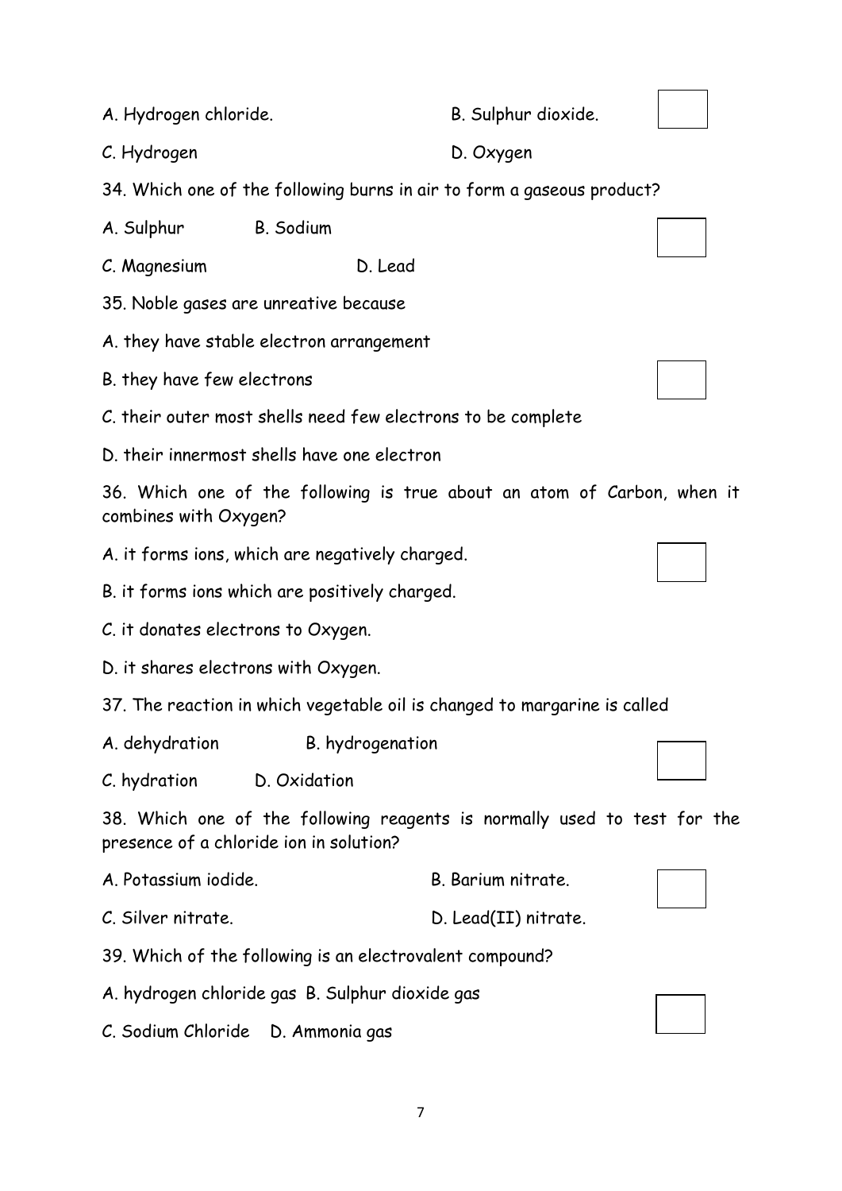A. Hydrogen chloride. B. Sulphur dioxide.

C. Hydrogen D. Oxygen

34. Which one of the following burns in air to form a gaseous product?

A. Sulphur B. Sodium

C. Magnesium D. Lead

35. Noble gases are unreative because

A. they have stable electron arrangement

B. they have few electrons

C. their outer most shells need few electrons to be complete

D. their innermost shells have one electron

36. Which one of the following is true about an atom of Carbon, when it combines with Oxygen?

A. it forms ions, which are negatively charged.

B. it forms ions which are positively charged.

C. it donates electrons to Oxygen.

D. it shares electrons with Oxygen.

37. The reaction in which vegetable oil is changed to margarine is called

A. dehydration B. hydrogenation

C. hydration D. Oxidation

38. Which one of the following reagents is normally used to test for the presence of a chloride ion in solution?

A. Potassium iodide. B. Barium nitrate.

C. Silver nitrate. D. Lead(II) nitrate.

39. Which of the following is an electrovalent compound?

A. hydrogen chloride gas B. Sulphur dioxide gas

C. Sodium Chloride D. Ammonia gas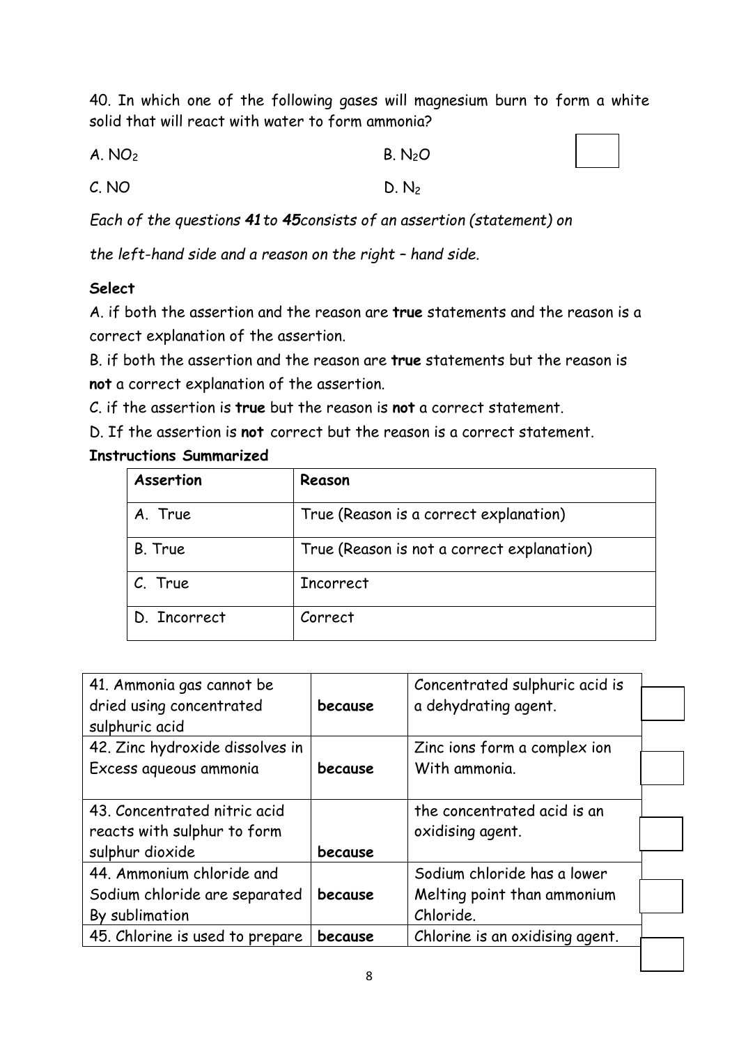40. In which one of the following gases will magnesium burn to form a white solid that will react with water to form ammonia?

A. $NO_2$ B. $N_2O$

C. NO D. $N_2$

*Each of the questions **41** to **45** consists of an assertion (statement) on the left-hand side and a reason on the right – hand side.*

**Select**

A. if both the assertion and the reason are **true** statements and the reason is a correct explanation of the assertion.

B. if both the assertion and the reason are **true** statements but the reason is **not** a correct explanation of the assertion.

C. if the assertion is **true** but the reason is **not** a correct statement.

D. If the assertion is **not** correct but the reason is a correct statement.

**Instructions Summarized**

| Assertion | Reason |
|---|---|
| A. True | True (Reason is a correct explanation) |
| B. True | True (Reason is not a correct explanation) |
| C. True | Incorrect |
| D. Incorrect | Correct |

| Assertion | | Reason | |
|---|---|---|---|
| 41. Ammonia gas cannot be dried using concentrated sulphuric acid | **because** | Concentrated sulphuric acid is a dehydrating agent. | |
| 42. Zinc hydroxide dissolves in Excess aqueous ammonia | **because** | Zinc ions form a complex ion With ammonia. | |
| 43. Concentrated nitric acid reacts with sulphur to form sulphur dioxide | **because** | the concentrated acid is an oxidising agent. | |
| 44. Ammonium chloride and Sodium chloride are separated By sublimation | **because** | Sodium chloride has a lower Melting point than ammonium Chloride. | |
| 45. Chlorine is used to prepare | **because** | Chlorine is an oxidising agent. | |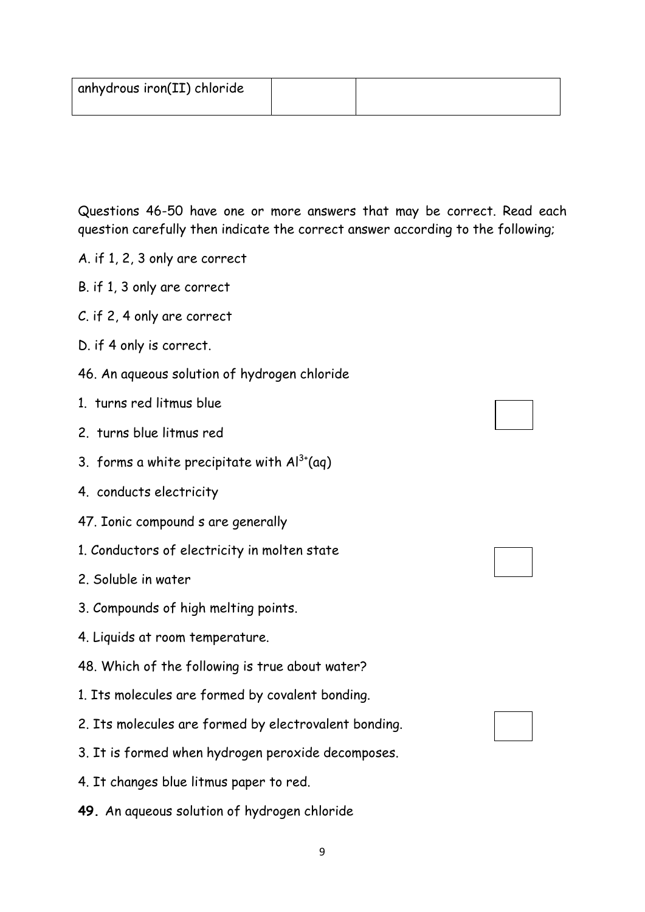| anhydrous iron(II) chloride | | |
|---|---|---|

Questions 46-50 have one or more answers that may be correct. Read each question carefully then indicate the correct answer according to the following;

A. if 1, 2, 3 only are correct

B. if 1, 3 only are correct

C. if 2, 4 only are correct

D. if 4 only is correct.

46. An aqueous solution of hydrogen chloride

1. turns red litmus blue
2. turns blue litmus red
3. forms a white precipitate with $Al^{3+}(aq)$
4. conducts electricity

47. Ionic compound s are generally

1. Conductors of electricity in molten state
2. Soluble in water
3. Compounds of high melting points.
4. Liquids at room temperature.

48. Which of the following is true about water?

1. Its molecules are formed by covalent bonding.
2. Its molecules are formed by electrovalent bonding.
3. It is formed when hydrogen peroxide decomposes.
4. It changes blue litmus paper to red.

**49.** An aqueous solution of hydrogen chloride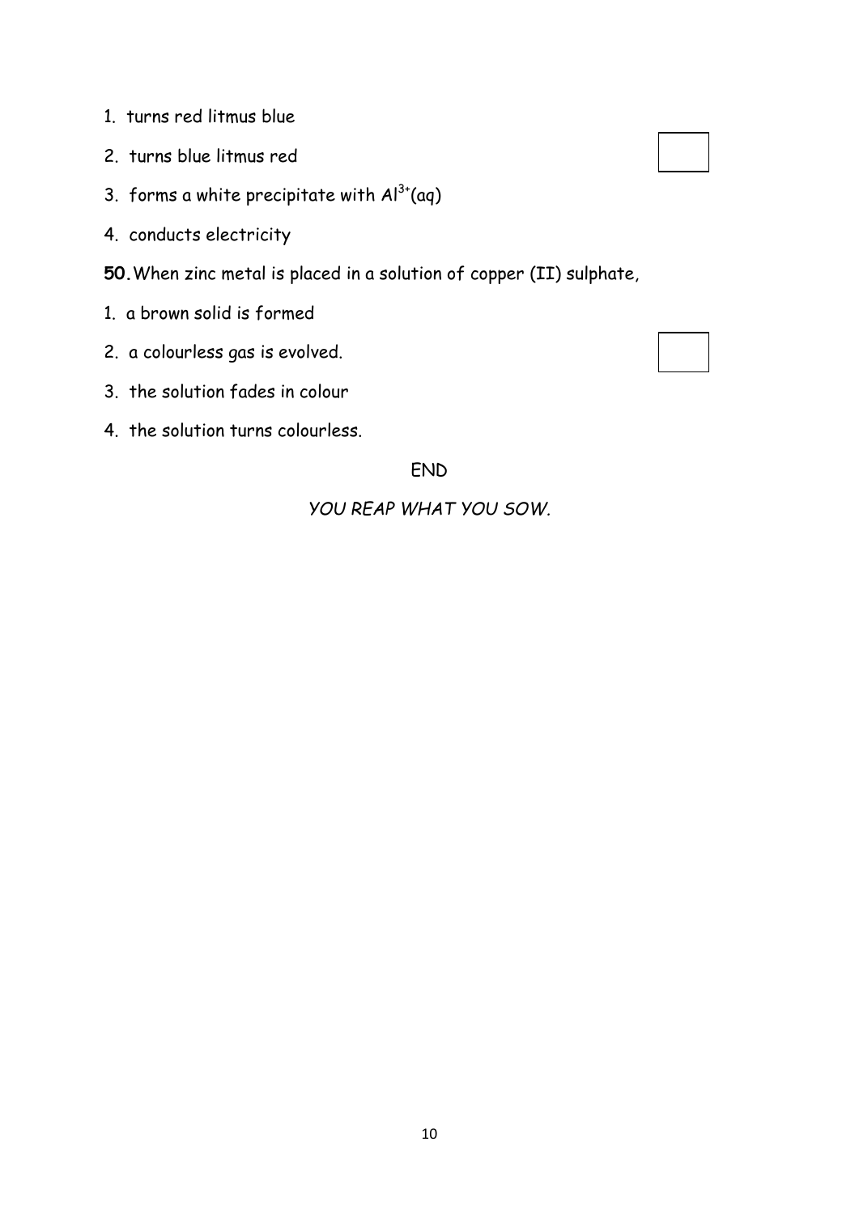1. turns red litmus blue
2. turns blue litmus red
3. forms a white precipitate with $Al^{3+}(aq)$
4. conducts electricity

**50.** When zinc metal is placed in a solution of copper (II) sulphate,

1. a brown solid is formed
2. a colourless gas is evolved.
3. the solution fades in colour
4. the solution turns colourless.

END

*YOU REAP WHAT YOU SOW.*